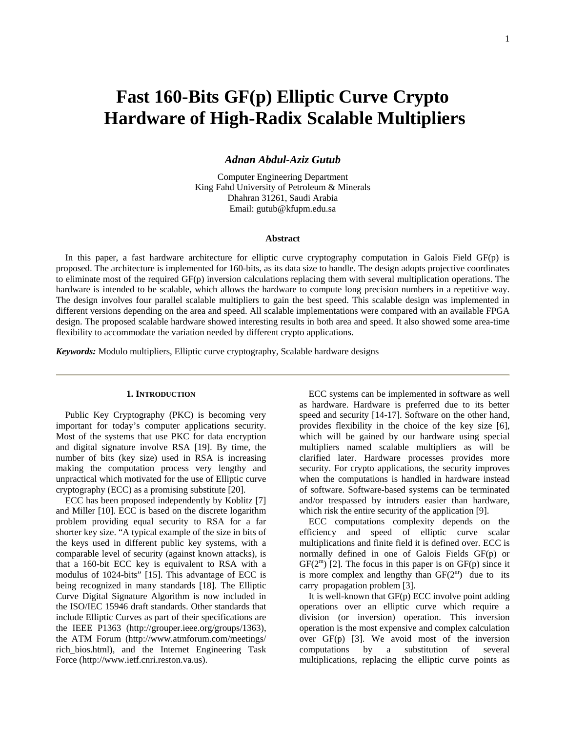# Fast 160-Bits GF(p) Elliptic Curve Crypto Hardware of High-Radix Scalable Multipliers

***Adnan Abdul-Aziz Gutub***

Computer Engineering Department
King Fahd University of Petroleum & Minerals
Dhahran 31261, Saudi Arabia
Email: gutub@kfupm.edu.sa

### Abstract

In this paper, a fast hardware architecture for elliptic curve cryptography computation in Galois Field GF(p) is proposed. The architecture is implemented for 160-bits, as its data size to handle. The design adopts projective coordinates to eliminate most of the required GF(p) inversion calculations replacing them with several multiplication operations. The hardware is intended to be scalable, which allows the hardware to compute long precision numbers in a repetitive way. The design involves four parallel scalable multipliers to gain the best speed. This scalable design was implemented in different versions depending on the area and speed. All scalable implementations were compared with an available FPGA design. The proposed scalable hardware showed interesting results in both area and speed. It also showed some area-time flexibility to accommodate the variation needed by different crypto applications.

***Keywords:*** Modulo multipliers, Elliptic curve cryptography, Scalable hardware designs

## 1. Introduction

Public Key Cryptography (PKC) is becoming very important for today's computer applications security. Most of the systems that use PKC for data encryption and digital signature involve RSA [19]. By time, the number of bits (key size) used in RSA is increasing making the computation process very lengthy and unpractical which motivated for the use of Elliptic curve cryptography (ECC) as a promising substitute [20].

ECC has been proposed independently by Koblitz [7] and Miller [10]. ECC is based on the discrete logarithm problem providing equal security to RSA for a far shorter key size. "A typical example of the size in bits of the keys used in different public key systems, with a comparable level of security (against known attacks), is that a 160-bit ECC key is equivalent to RSA with a modulus of 1024-bits" [15]. This advantage of ECC is being recognized in many standards [18]. The Elliptic Curve Digital Signature Algorithm is now included in the ISO/IEC 15946 draft standards. Other standards that include Elliptic Curves as part of their specifications are the IEEE P1363 (http://grouper.ieee.org/groups/1363), the ATM Forum (http://www.atmforum.com/meetings/rich_bios.html), and the Internet Engineering Task Force (http://www.ietf.cnri.reston.va.us).

ECC systems can be implemented in software as well as hardware. Hardware is preferred due to its better speed and security [14-17]. Software on the other hand, provides flexibility in the choice of the key size [6], which will be gained by our hardware using special multipliers named scalable multipliers as will be clarified later. Hardware processes provides more security. For crypto applications, the security improves when the computations is handled in hardware instead of software. Software-based systems can be terminated and/or trespassed by intruders easier than hardware, which risk the entire security of the application [9].

ECC computations complexity depends on the efficiency and speed of elliptic curve scalar multiplications and finite field it is defined over. ECC is normally defined in one of Galois Fields GF(p) or GF($2^m$) [2]. The focus in this paper is on GF(p) since it is more complex and lengthy than GF($2^m$) due to its carry propagation problem [3].

It is well-known that GF(p) ECC involve point adding operations over an elliptic curve which require a division (or inversion) operation. This inversion operation is the most expensive and complex calculation over GF(p) [3]. We avoid most of the inversion computations by a substitution of several multiplications, replacing the elliptic curve points as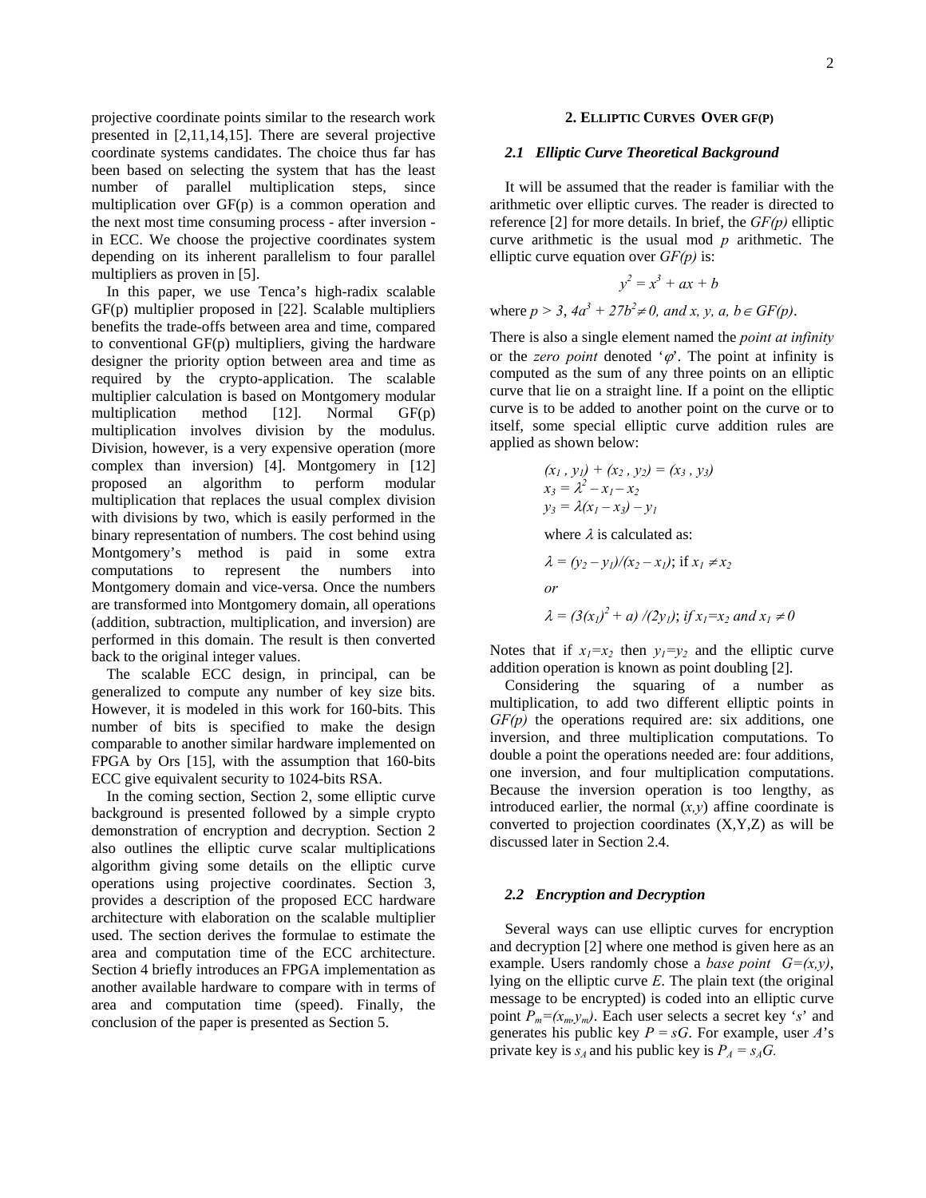projective coordinate points similar to the research work presented in [2,11,14,15]. There are several projective coordinate systems candidates. The choice thus far has been based on selecting the system that has the least number of parallel multiplication steps, since multiplication over GF(p) is a common operation and the next most time consuming process - after inversion - in ECC. We choose the projective coordinates system depending on its inherent parallelism to four parallel multipliers as proven in [5].

In this paper, we use Tenca's high-radix scalable GF(p) multiplier proposed in [22]. Scalable multipliers benefits the trade-offs between area and time, compared to conventional GF(p) multipliers, giving the hardware designer the priority option between area and time as required by the crypto-application. The scalable multiplier calculation is based on Montgomery modular multiplication method [12]. Normal GF(p) multiplication involves division by the modulus. Division, however, is a very expensive operation (more complex than inversion) [4]. Montgomery in [12] proposed an algorithm to perform modular multiplication that replaces the usual complex division with divisions by two, which is easily performed in the binary representation of numbers. The cost behind using Montgomery's method is paid in some extra computations to represent the numbers into Montgomery domain and vice-versa. Once the numbers are transformed into Montgomery domain, all operations (addition, subtraction, multiplication, and inversion) are performed in this domain. The result is then converted back to the original integer values.

The scalable ECC design, in principal, can be generalized to compute any number of key size bits. However, it is modeled in this work for 160-bits. This number of bits is specified to make the design comparable to another similar hardware implemented on FPGA by Ors [15], with the assumption that 160-bits ECC give equivalent security to 1024-bits RSA.

In the coming section, Section 2, some elliptic curve background is presented followed by a simple crypto demonstration of encryption and decryption. Section 2 also outlines the elliptic curve scalar multiplications algorithm giving some details on the elliptic curve operations using projective coordinates. Section 3, provides a description of the proposed ECC hardware architecture with elaboration on the scalable multiplier used. The section derives the formulae to estimate the area and computation time of the ECC architecture. Section 4 briefly introduces an FPGA implementation as another available hardware to compare with in terms of area and computation time (speed). Finally, the conclusion of the paper is presented as Section 5.

## 2. Elliptic Curves Over GF(p)

### *2.1 Elliptic Curve Theoretical Background*

It will be assumed that the reader is familiar with the arithmetic over elliptic curves. The reader is directed to reference [2] for more details. In brief, the *GF(p)* elliptic curve arithmetic is the usual mod *p* arithmetic. The elliptic curve equation over *GF(p)* is:

$$y^2 = x^3 + ax + b$$

where $p > 3$, $4a^3 + 27b^2 \neq 0$, and $x, y, a, b \in GF(p)$.

There is also a single element named the *point at infinity* or the *zero point* denoted '$\varphi$'. The point at infinity is computed as the sum of any three points on an elliptic curve that lie on a straight line. If a point on the elliptic curve is to be added to another point on the curve or to itself, some special elliptic curve addition rules are applied as shown below:

$$(x_1, y_1) + (x_2, y_2) = (x_3, y_3)$$
$$x_3 = \lambda^2 - x_1 - x_2$$
$$y_3 = \lambda(x_1 - x_3) - y_1$$

where $\lambda$ is calculated as:

$$\lambda = (y_2 - y_1)/(x_2 - x_1); \text{ if } x_1 \neq x_2$$

*or*

$$\lambda = (3(x_1)^2 + a)/(2y_1); \text{ if } x_1 = x_2 \text{ and } x_1 \neq 0$$

Notes that if $x_1 = x_2$ then $y_1 = y_2$ and the elliptic curve addition operation is known as point doubling [2].

Considering the squaring of a number as multiplication, to add two different elliptic points in *GF(p)* the operations required are: six additions, one inversion, and three multiplication computations. To double a point the operations needed are: four additions, one inversion, and four multiplication computations. Because the inversion operation is too lengthy, as introduced earlier, the normal $(x,y)$ affine coordinate is converted to projection coordinates (X,Y,Z) as will be discussed later in Section 2.4.

### *2.2 Encryption and Decryption*

Several ways can use elliptic curves for encryption and decryption [2] where one method is given here as an example. Users randomly chose a *base point* $G=(x,y)$, lying on the elliptic curve *E*. The plain text (the original message to be encrypted) is coded into an elliptic curve point $P_m=(x_m,y_m)$. Each user selects a secret key '*s*' and generates his public key $P = sG$. For example, user *A*'s private key is $s_A$ and his public key is $P_A = s_AG$.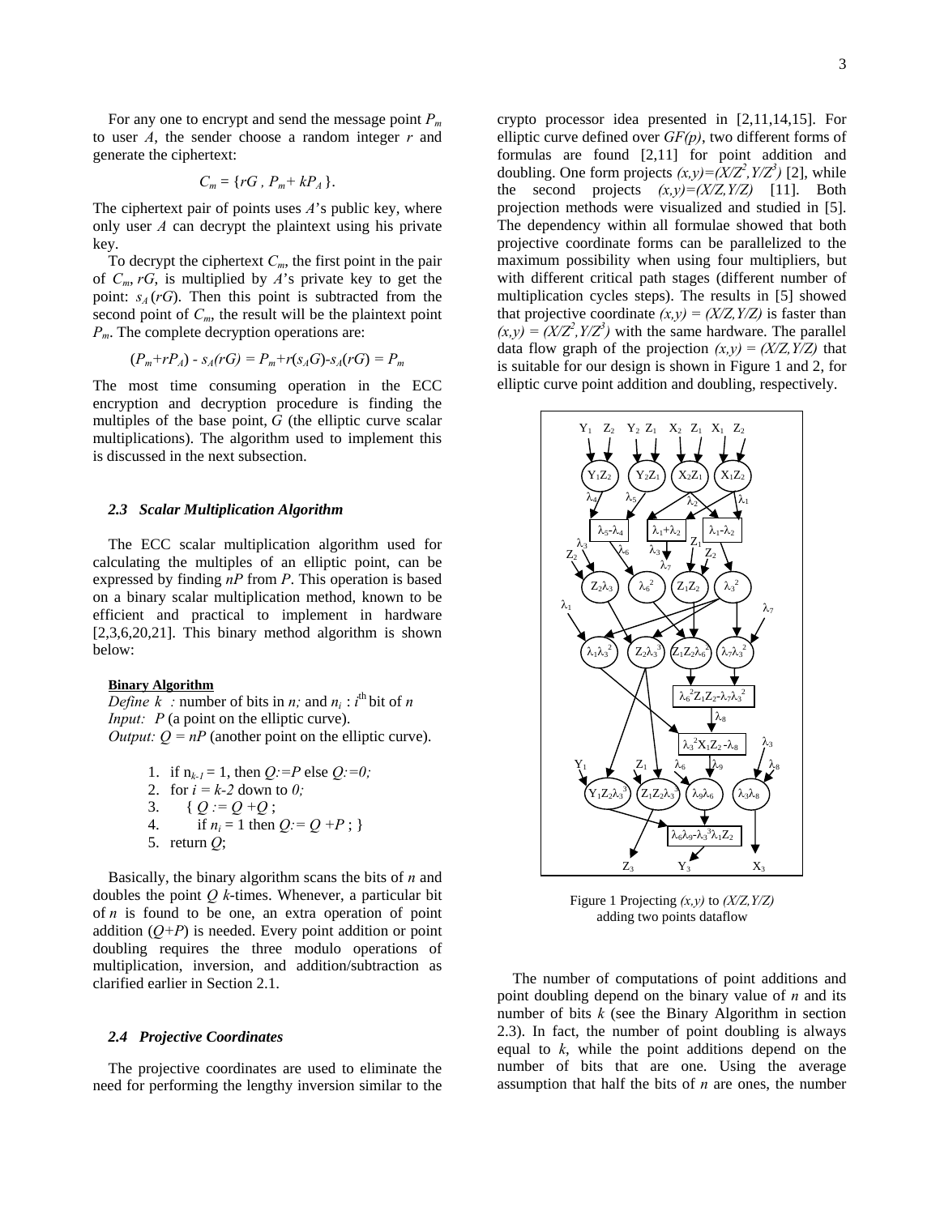For any one to encrypt and send the message point $P_m$ to user $A$, the sender choose a random integer $r$ and generate the ciphertext:

$$C_m = \{rG\ ,\ P_m + kP_A\ \}.$$

The ciphertext pair of points uses $A$'s public key, where only user $A$ can decrypt the plaintext using his private key.

To decrypt the ciphertext $C_m$, the first point in the pair of $C_m$, $rG$, is multiplied by $A$'s private key to get the point: $s_A(rG)$. Then this point is subtracted from the second point of $C_m$, the result will be the plaintext point $P_m$. The complete decryption operations are:

$$(P_m + rP_A) - s_A(rG) = P_m + r(s_A G) - s_A(rG) = P_m$$

The most time consuming operation in the ECC encryption and decryption procedure is finding the multiples of the base point, $G$ (the elliptic curve scalar multiplications). The algorithm used to implement this is discussed in the next subsection.

### *2.3 Scalar Multiplication Algorithm*

The ECC scalar multiplication algorithm used for calculating the multiples of an elliptic point, can be expressed by finding $nP$ from $P$. This operation is based on a binary scalar multiplication method, known to be efficient and practical to implement in hardware [2,3,6,20,21]. This binary method algorithm is shown below:

**Binary Algorithm**

*Define* $k$ *:* number of bits in $n$*;* and $n_i$ : $i^{th}$ bit of $n$

*Input:* $P$ (a point on the elliptic curve).

*Output:* $Q = nP$ (another point on the elliptic curve).

1. if $n_{k-1} = 1$, then $Q:=P$ else $Q:=0;$
2. for $i = k-2$ down to $0;$
3. { $Q := Q + Q$ ;
4. if $n_i = 1$ then $Q:= Q + P$ ; }
5. return $Q$;

Basically, the binary algorithm scans the bits of $n$ and doubles the point $Q$ $k$-times. Whenever, a particular bit of $n$ is found to be one, an extra operation of point addition ($Q+P$) is needed. Every point addition or point doubling requires the three modulo operations of multiplication, inversion, and addition/subtraction as clarified earlier in Section 2.1.

### *2.4 Projective Coordinates*

The projective coordinates are used to eliminate the need for performing the lengthy inversion similar to the crypto processor idea presented in [2,11,14,15]. For elliptic curve defined over $GF(p)$, two different forms of formulas are found [2,11] for point addition and doubling. One form projects $(x,y)=(X/Z^2, Y/Z^3)$ [2], while the second projects $(x,y)=(X/Z, Y/Z)$ [11]. Both projection methods were visualized and studied in [5]. The dependency within all formulae showed that both projective coordinate forms can be parallelized to the maximum possibility when using four multipliers, but with different critical path stages (different number of multiplication cycles steps). The results in [5] showed that projective coordinate $(x,y) = (X/Z, Y/Z)$ is faster than $(x,y) = (X/Z^2, Y/Z^3)$ with the same hardware. The parallel data flow graph of the projection $(x,y) = (X/Z, Y/Z)$ that is suitable for our design is shown in Figure 1 and 2, for elliptic curve point addition and doubling, respectively.

Figure 1 Projecting $(x,y)$ to $(X/Z,Y/Z)$ adding two points dataflow

The number of computations of point additions and point doubling depend on the binary value of $n$ and its number of bits $k$ (see the Binary Algorithm in section 2.3). In fact, the number of point doubling is always equal to $k$, while the point additions depend on the number of bits that are one. Using the average assumption that half the bits of $n$ are ones, the number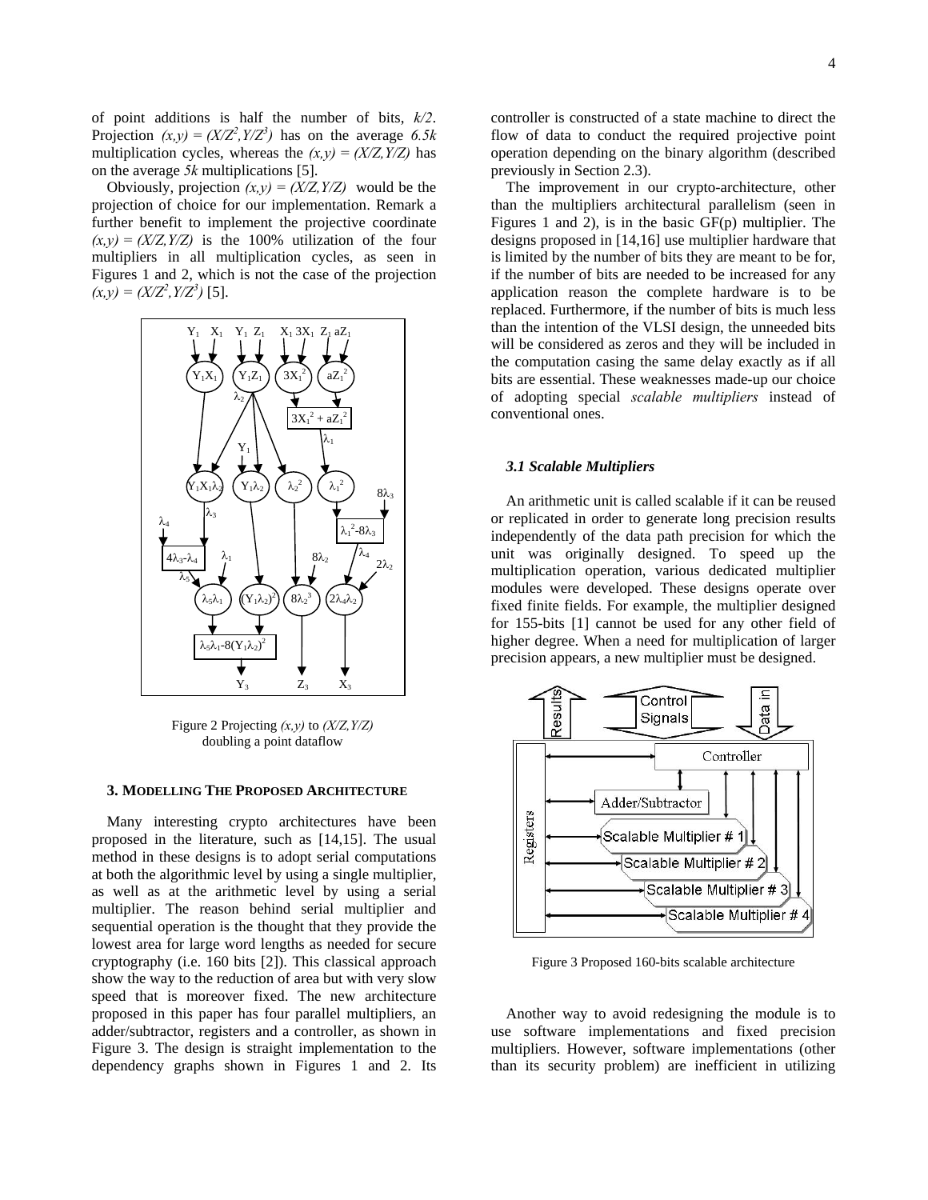of point additions is half the number of bits, *k/2*. Projection $(x,y) = (X/Z^2, Y/Z^3)$ has on the average *6.5k* multiplication cycles, whereas the $(x,y) = (X/Z, Y/Z)$ has on the average *5k* multiplications [5].

Obviously, projection $(x,y) = (X/Z, Y/Z)$ would be the projection of choice for our implementation. Remark a further benefit to implement the projective coordinate $(x,y) = (X/Z, Y/Z)$ is the 100% utilization of the four multipliers in all multiplication cycles, as seen in Figures 1 and 2, which is not the case of the projection $(x,y) = (X/Z^2, Y/Z^3)$ [5].

Figure 2 Projecting *(x,y)* to *(X/Z,Y/Z)* doubling a point dataflow

### 3. Modelling The Proposed Architecture

Many interesting crypto architectures have been proposed in the literature, such as [14,15]. The usual method in these designs is to adopt serial computations at both the algorithmic level by using a single multiplier, as well as at the arithmetic level by using a serial multiplier. The reason behind serial multiplier and sequential operation is the thought that they provide the lowest area for large word lengths as needed for secure cryptography (i.e. 160 bits [2]). This classical approach show the way to the reduction of area but with very slow speed that is moreover fixed. The new architecture proposed in this paper has four parallel multipliers, an adder/subtractor, registers and a controller, as shown in Figure 3. The design is straight implementation to the dependency graphs shown in Figures 1 and 2. Its controller is constructed of a state machine to direct the flow of data to conduct the required projective point operation depending on the binary algorithm (described previously in Section 2.3).

The improvement in our crypto-architecture, other than the multipliers architectural parallelism (seen in Figures 1 and 2), is in the basic GF(p) multiplier. The designs proposed in [14,16] use multiplier hardware that is limited by the number of bits they are meant to be for, if the number of bits are needed to be increased for any application reason the complete hardware is to be replaced. Furthermore, if the number of bits is much less than the intention of the VLSI design, the unneeded bits will be considered as zeros and they will be included in the computation casing the same delay exactly as if all bits are essential. These weaknesses made-up our choice of adopting special *scalable multipliers* instead of conventional ones.

#### *3.1 Scalable Multipliers*

An arithmetic unit is called scalable if it can be reused or replicated in order to generate long precision results independently of the data path precision for which the unit was originally designed. To speed up the multiplication operation, various dedicated multiplier modules were developed. These designs operate over fixed finite fields. For example, the multiplier designed for 155-bits [1] cannot be used for any other field of higher degree. When a need for multiplication of larger precision appears, a new multiplier must be designed.

Figure 3 Proposed 160-bits scalable architecture

Another way to avoid redesigning the module is to use software implementations and fixed precision multipliers. However, software implementations (other than its security problem) are inefficient in utilizing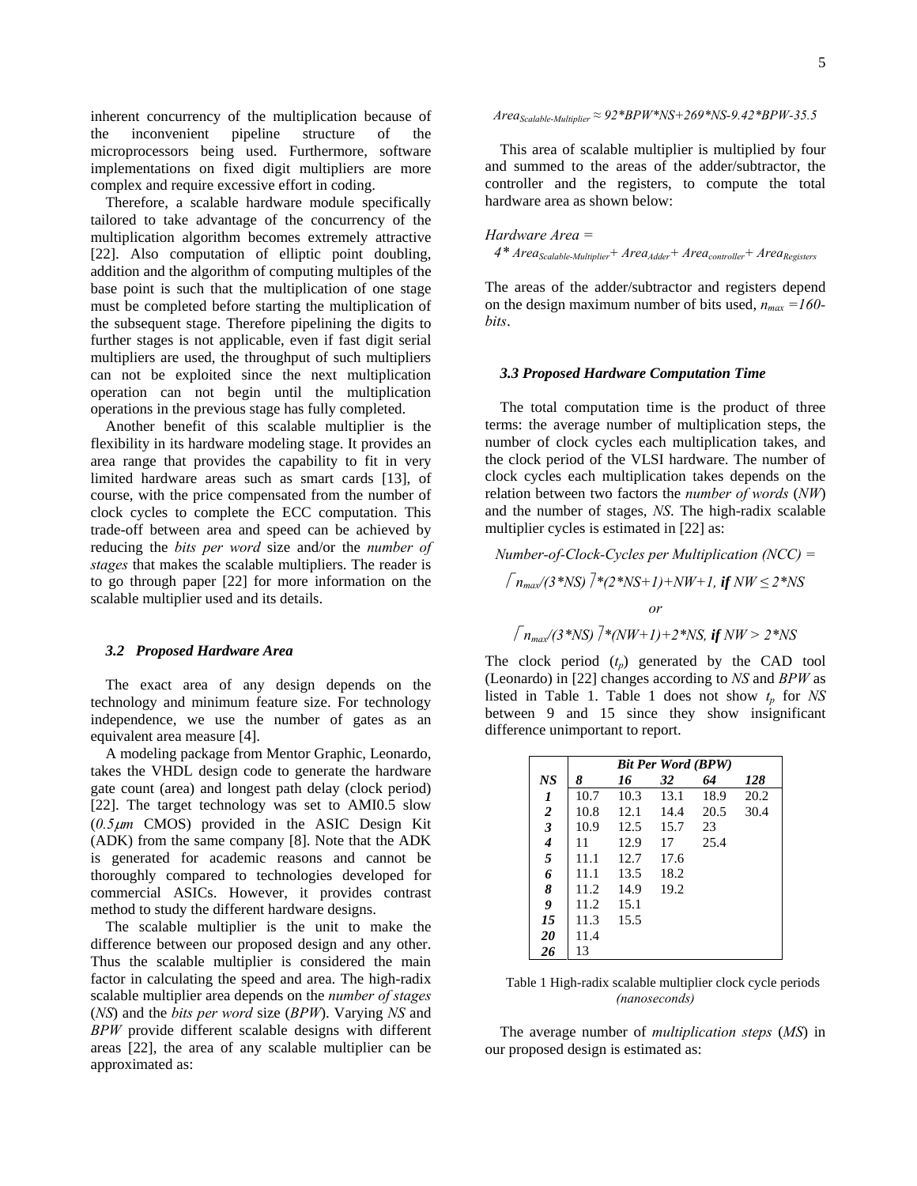inherent concurrency of the multiplication because of the inconvenient pipeline structure of the microprocessors being used. Furthermore, software implementations on fixed digit multipliers are more complex and require excessive effort in coding.

Therefore, a scalable hardware module specifically tailored to take advantage of the concurrency of the multiplication algorithm becomes extremely attractive [22]. Also computation of elliptic point doubling, addition and the algorithm of computing multiples of the base point is such that the multiplication of one stage must be completed before starting the multiplication of the subsequent stage. Therefore pipelining the digits to further stages is not applicable, even if fast digit serial multipliers are used, the throughput of such multipliers can not be exploited since the next multiplication operation can not begin until the multiplication operations in the previous stage has fully completed.

Another benefit of this scalable multiplier is the flexibility in its hardware modeling stage. It provides an area range that provides the capability to fit in very limited hardware areas such as smart cards [13], of course, with the price compensated from the number of clock cycles to complete the ECC computation. This trade-off between area and speed can be achieved by reducing the *bits per word* size and/or the *number of stages* that makes the scalable multipliers. The reader is to go through paper [22] for more information on the scalable multiplier used and its details.

### 3.2 Proposed Hardware Area

The exact area of any design depends on the technology and minimum feature size. For technology independence, we use the number of gates as an equivalent area measure [4].

A modeling package from Mentor Graphic, Leonardo, takes the VHDL design code to generate the hardware gate count (area) and longest path delay (clock period) [22]. The target technology was set to AMI0.5 slow ($0.5\mu m$ CMOS) provided in the ASIC Design Kit (ADK) from the same company [8]. Note that the ADK is generated for academic reasons and cannot be thoroughly compared to technologies developed for commercial ASICs. However, it provides contrast method to study the different hardware designs.

The scalable multiplier is the unit to make the difference between our proposed design and any other. Thus the scalable multiplier is considered the main factor in calculating the speed and area. The high-radix scalable multiplier area depends on the *number of stages* (*NS*) and the *bits per word* size (*BPW*). Varying *NS* and *BPW* provide different scalable designs with different areas [22], the area of any scalable multiplier can be approximated as:

$$Area_{Scalable\text{-}Multiplier} \approx 92 * BPW * NS + 269 * NS - 9.42 * BPW - 35.5$$

This area of scalable multiplier is multiplied by four and summed to the areas of the adder/subtractor, the controller and the registers, to compute the total hardware area as shown below:

$$Hardware\ Area = 4 * Area_{Scalable\text{-}Multiplier} + Area_{Adder} + Area_{controller} + Area_{Registers}$$

The areas of the adder/subtractor and registers depend on the design maximum number of bits used, $n_{max} = 160$-*bits*.

### 3.3 Proposed Hardware Computation Time

The total computation time is the product of three terms: the average number of multiplication steps, the number of clock cycles each multiplication takes, and the clock period of the VLSI hardware. The number of clock cycles each multiplication takes depends on the relation between two factors the *number of words* (*NW*) and the number of stages, *NS*. The high-radix scalable multiplier cycles is estimated in [22] as:

$$Number\text{-}of\text{-}Clock\text{-}Cycles\ per\ Multiplication\ (NCC) =$$

$$\lceil n_{max}/(3*NS) \rceil * (2*NS+1) + NW + 1, \textbf{ if } NW \leq 2*NS$$

*or*

$$\lceil n_{max}/(3*NS) \rceil * (NW+1) + 2*NS, \textbf{ if } NW > 2*NS$$

The clock period ($t_p$) generated by the CAD tool (Leonardo) in [22] changes according to *NS* and *BPW* as listed in Table 1. Table 1 does not show $t_p$ for *NS* between 9 and 15 since they show insignificant difference unimportant to report.

| | ***Bit Per Word (BPW)*** | | | | |
|---|---|---|---|---|---|
| ***NS*** | ***8*** | ***16*** | ***32*** | ***64*** | ***128*** |
| ***1*** | 10.7 | 10.3 | 13.1 | 18.9 | 20.2 |
| ***2*** | 10.8 | 12.1 | 14.4 | 20.5 | 30.4 |
| ***3*** | 10.9 | 12.5 | 15.7 | 23 | |
| ***4*** | 11 | 12.9 | 17 | 25.4 | |
| ***5*** | 11.1 | 12.7 | 17.6 | | |
| ***6*** | 11.1 | 13.5 | 18.2 | | |
| ***8*** | 11.2 | 14.9 | 19.2 | | |
| ***9*** | 11.2 | 15.1 | | | |
| ***15*** | 11.3 | 15.5 | | | |
| ***20*** | 11.4 | | | | |
| ***26*** | 13 | | | | |

Table 1 High-radix scalable multiplier clock cycle periods *(nanoseconds)*

The average number of *multiplication steps* (*MS*) in our proposed design is estimated as: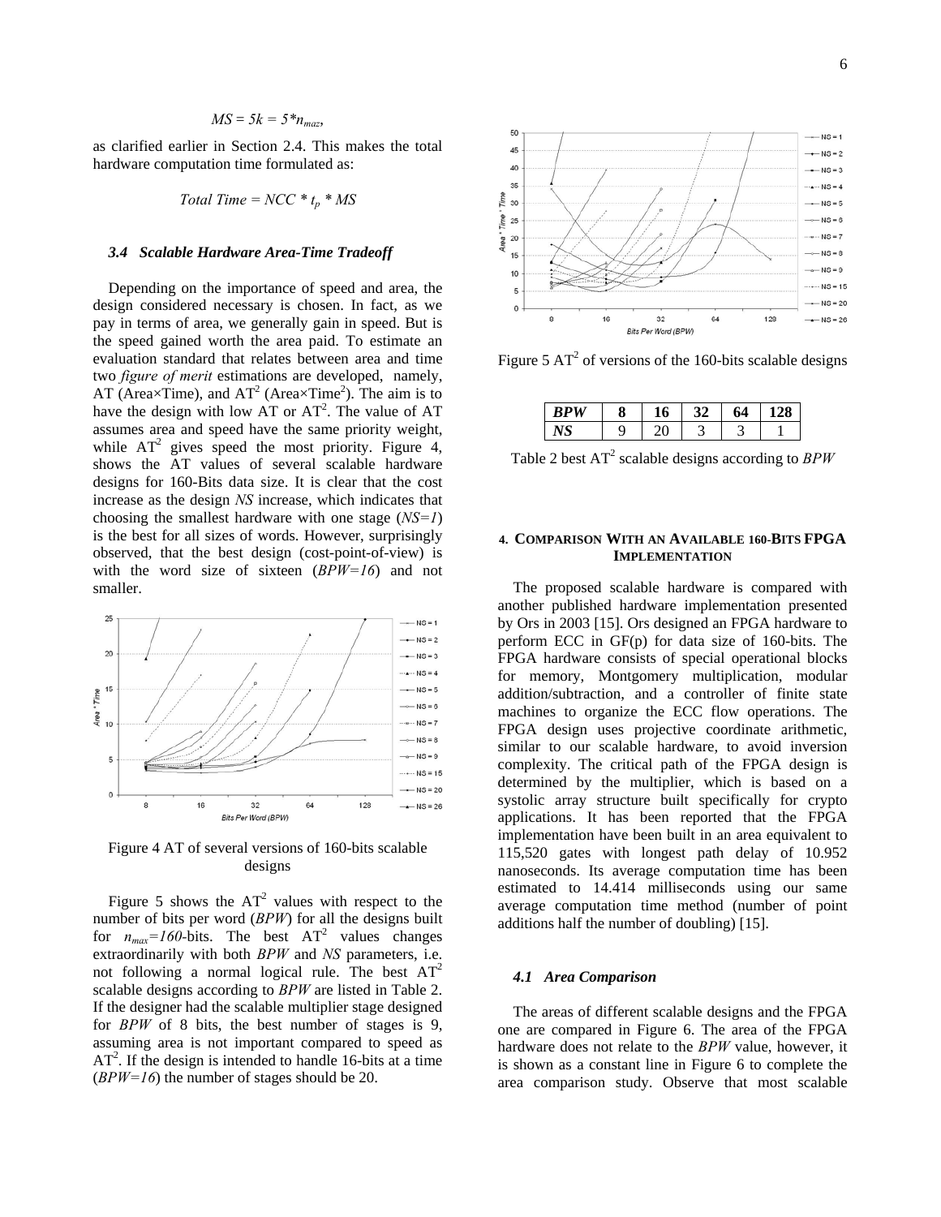$$MS = 5k = 5*n_{maz},$$

as clarified earlier in Section 2.4. This makes the total hardware computation time formulated as:

$$Total\ Time = NCC * t_p * MS$$

### *3.4 Scalable Hardware Area-Time Tradeoff*

Depending on the importance of speed and area, the design considered necessary is chosen. In fact, as we pay in terms of area, we generally gain in speed. But is the speed gained worth the area paid. To estimate an evaluation standard that relates between area and time two *figure of merit* estimations are developed, namely, AT (Area×Time), and $AT^2$ (Area×Time$^2$). The aim is to have the design with low AT or $AT^2$. The value of AT assumes area and speed have the same priority weight, while $AT^2$ gives speed the most priority. Figure 4, shows the AT values of several scalable hardware designs for 160-Bits data size. It is clear that the cost increase as the design *NS* increase, which indicates that choosing the smallest hardware with one stage (*NS=1*) is the best for all sizes of words. However, surprisingly observed, that the best design (cost-point-of-view) is with the word size of sixteen (*BPW=16*) and not smaller.

Figure 4 AT of several versions of 160-bits scalable designs

Figure 5 shows the $AT^2$ values with respect to the number of bits per word (*BPW*) for all the designs built for $n_{max}=160$-bits. The best $AT^2$ values changes extraordinarily with both *BPW* and *NS* parameters, i.e. not following a normal logical rule. The best $AT^2$ scalable designs according to *BPW* are listed in Table 2. If the designer had the scalable multiplier stage designed for *BPW* of 8 bits, the best number of stages is 9, assuming area is not important compared to speed as $AT^2$. If the design is intended to handle 16-bits at a time (*BPW=16*) the number of stages should be 20.

Figure 5 $AT^2$ of versions of the 160-bits scalable designs

| ***BPW*** | **8** | **16** | **32** | **64** | **128** |
|---|---|---|---|---|---|
| ***NS*** | 9 | 20 | 3 | 3 | 1 |

Table 2 best $AT^2$ scalable designs according to *BPW*

## 4. Comparison With an Available 160-Bits FPGA Implementation

The proposed scalable hardware is compared with another published hardware implementation presented by Ors in 2003 [15]. Ors designed an FPGA hardware to perform ECC in GF(p) for data size of 160-bits. The FPGA hardware consists of special operational blocks for memory, Montgomery multiplication, modular addition/subtraction, and a controller of finite state machines to organize the ECC flow operations. The FPGA design uses projective coordinate arithmetic, similar to our scalable hardware, to avoid inversion complexity. The critical path of the FPGA design is determined by the multiplier, which is based on a systolic array structure built specifically for crypto applications. It has been reported that the FPGA implementation have been built in an area equivalent to 115,520 gates with longest path delay of 10.952 nanoseconds. Its average computation time has been estimated to 14.414 milliseconds using our same average computation time method (number of point additions half the number of doubling) [15].

### *4.1 Area Comparison*

The areas of different scalable designs and the FPGA one are compared in Figure 6. The area of the FPGA hardware does not relate to the *BPW* value, however, it is shown as a constant line in Figure 6 to complete the area comparison study. Observe that most scalable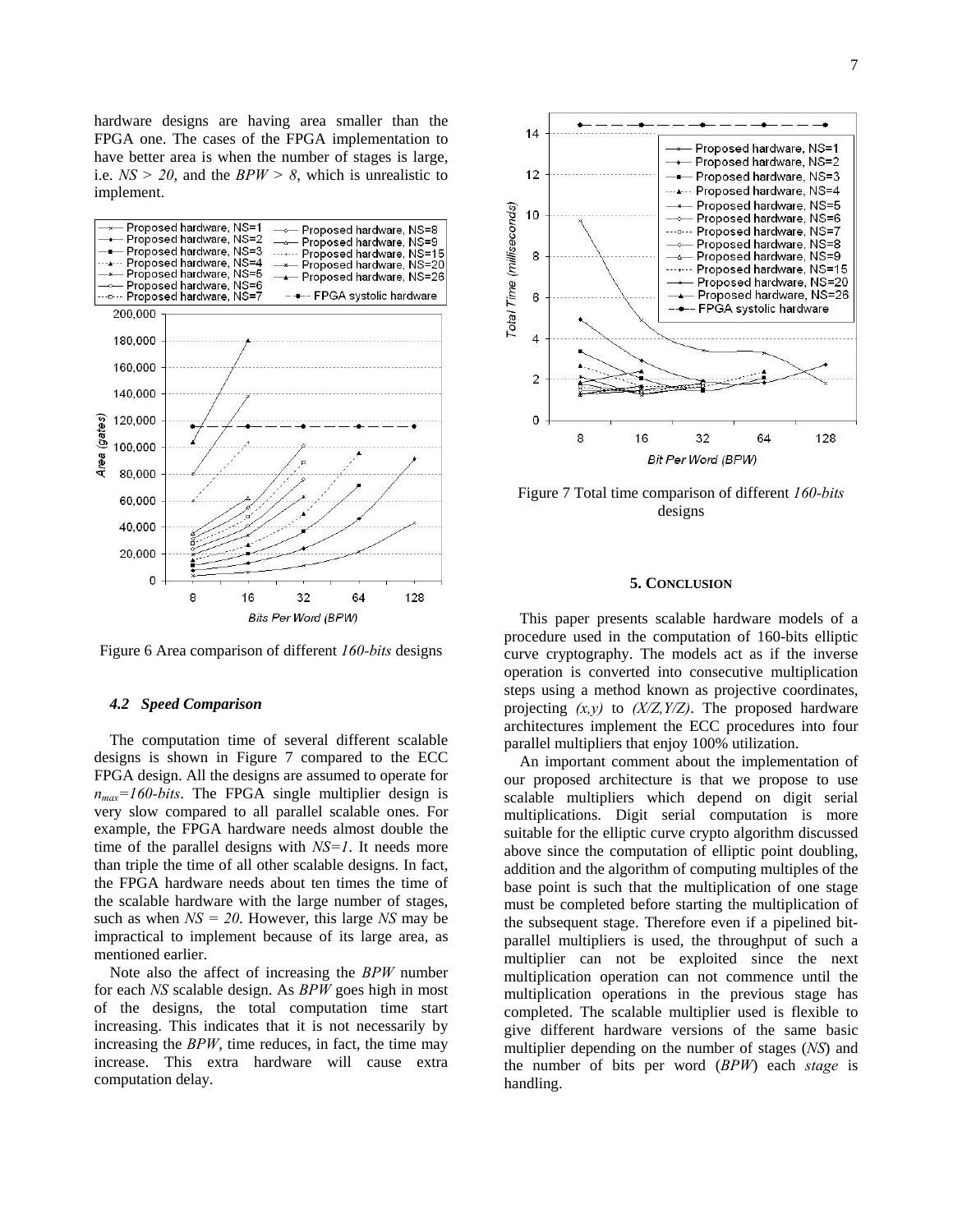hardware designs are having area smaller than the FPGA one. The cases of the FPGA implementation to have better area is when the number of stages is large, i.e. $NS > 20$, and the $BPW > 8$, which is unrealistic to implement.

Figure 6 Area comparison of different *160-bits* designs

### 4.2 Speed Comparison

The computation time of several different scalable designs is shown in Figure 7 compared to the ECC FPGA design. All the designs are assumed to operate for $n_{max}=160$*-bits*. The FPGA single multiplier design is very slow compared to all parallel scalable ones. For example, the FPGA hardware needs almost double the time of the parallel designs with $NS=1$. It needs more than triple the time of all other scalable designs. In fact, the FPGA hardware needs about ten times the time of the scalable hardware with the large number of stages, such as when $NS = 20$. However, this large *NS* may be impractical to implement because of its large area, as mentioned earlier.

Note also the affect of increasing the *BPW* number for each *NS* scalable design. As *BPW* goes high in most of the designs, the total computation time start increasing. This indicates that it is not necessarily by increasing the *BPW*, time reduces, in fact, the time may increase. This extra hardware will cause extra computation delay.

Figure 7 Total time comparison of different *160-bits* designs

## 5. Conclusion

This paper presents scalable hardware models of a procedure used in the computation of 160-bits elliptic curve cryptography. The models act as if the inverse operation is converted into consecutive multiplication steps using a method known as projective coordinates, projecting *(x,y)* to *(X/Z,Y/Z)*. The proposed hardware architectures implement the ECC procedures into four parallel multipliers that enjoy 100% utilization.

An important comment about the implementation of our proposed architecture is that we propose to use scalable multipliers which depend on digit serial multiplications. Digit serial computation is more suitable for the elliptic curve crypto algorithm discussed above since the computation of elliptic point doubling, addition and the algorithm of computing multiples of the base point is such that the multiplication of one stage must be completed before starting the multiplication of the subsequent stage. Therefore even if a pipelined bit-parallel multipliers is used, the throughput of such a multiplier can not be exploited since the next multiplication operation can not commence until the multiplication operations in the previous stage has completed. The scalable multiplier used is flexible to give different hardware versions of the same basic multiplier depending on the number of stages (*NS*) and the number of bits per word (*BPW*) each *stage* is handling.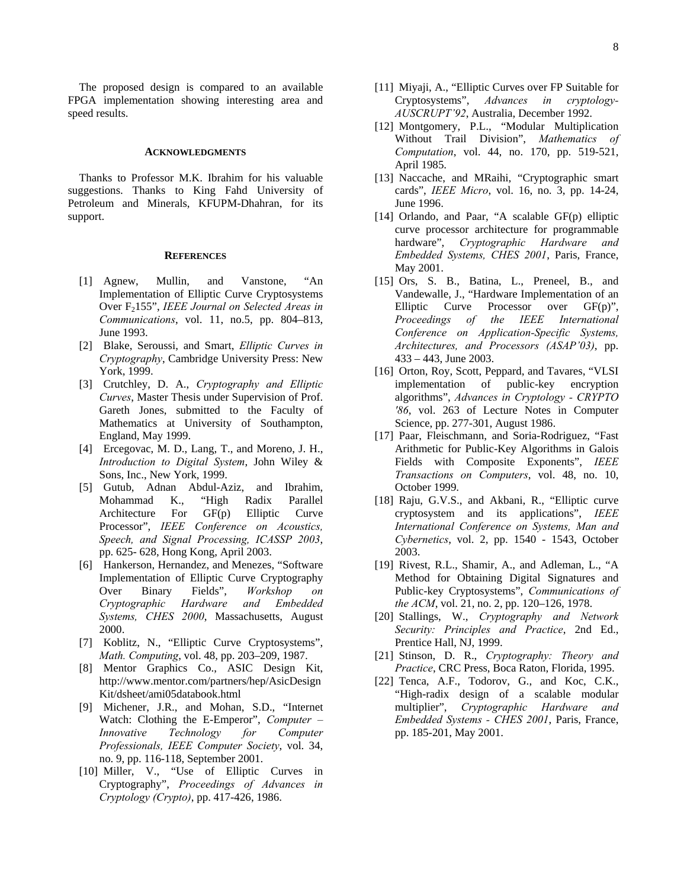The proposed design is compared to an available FPGA implementation showing interesting area and speed results.

## Acknowledgments

Thanks to Professor M.K. Ibrahim for his valuable suggestions. Thanks to King Fahd University of Petroleum and Minerals, KFUPM-Dhahran, for its support.

## References

[1] Agnew, Mullin, and Vanstone, "An Implementation of Elliptic Curve Cryptosystems Over $F_2$155", *IEEE Journal on Selected Areas in Communications*, vol. 11, no.5, pp. 804–813, June 1993.

[2] Blake, Seroussi, and Smart, *Elliptic Curves in Cryptography*, Cambridge University Press: New York, 1999.

[3] Crutchley, D. A., *Cryptography and Elliptic Curves*, Master Thesis under Supervision of Prof. Gareth Jones, submitted to the Faculty of Mathematics at University of Southampton, England, May 1999.

[4] Ercegovac, M. D., Lang, T., and Moreno, J. H., *Introduction to Digital System*, John Wiley & Sons, Inc., New York, 1999.

[5] Gutub, Adnan Abdul-Aziz, and Ibrahim, Mohammad K., "High Radix Parallel Architecture For GF(p) Elliptic Curve Processor", *IEEE Conference on Acoustics, Speech, and Signal Processing, ICASSP 2003*, pp. 625- 628, Hong Kong, April 2003.

[6] Hankerson, Hernandez, and Menezes, "Software Implementation of Elliptic Curve Cryptography Over Binary Fields", *Workshop on Cryptographic Hardware and Embedded Systems, CHES 2000*, Massachusetts, August 2000.

[7] Koblitz, N., "Elliptic Curve Cryptosystems", *Math. Computing*, vol. 48, pp. 203–209, 1987.

[8] Mentor Graphics Co., ASIC Design Kit, http://www.mentor.com/partners/hep/AsicDesignKit/dsheet/ami05databook.html

[9] Michener, J.R., and Mohan, S.D., "Internet Watch: Clothing the E-Emperor", *Computer – Innovative Technology for Computer Professionals, IEEE Computer Society*, vol. 34, no. 9, pp. 116-118, September 2001.

[10] Miller, V., "Use of Elliptic Curves in Cryptography", *Proceedings of Advances in Cryptology (Crypto)*, pp. 417-426, 1986.

[11] Miyaji, A., "Elliptic Curves over FP Suitable for Cryptosystems", *Advances in cryptology-AUSCRUPT'92*, Australia, December 1992.

[12] Montgomery, P.L., "Modular Multiplication Without Trail Division", *Mathematics of Computation*, vol. 44, no. 170, pp. 519-521, April 1985.

[13] Naccache, and MRaihi, "Cryptographic smart cards", *IEEE Micro*, vol. 16, no. 3, pp. 14-24, June 1996.

[14] Orlando, and Paar, "A scalable GF(p) elliptic curve processor architecture for programmable hardware", *Cryptographic Hardware and Embedded Systems, CHES 2001*, Paris, France, May 2001.

[15] Ors, S. B., Batina, L., Preneel, B., and Vandewalle, J., "Hardware Implementation of an Elliptic Curve Processor over GF(p)", *Proceedings of the IEEE International Conference on Application-Specific Systems, Architectures, and Processors (ASAP'03)*, pp. 433 – 443, June 2003.

[16] Orton, Roy, Scott, Peppard, and Tavares, "VLSI implementation of public-key encryption algorithms", *Advances in Cryptology - CRYPTO '86*, vol. 263 of Lecture Notes in Computer Science, pp. 277-301, August 1986.

[17] Paar, Fleischmann, and Soria-Rodriguez, "Fast Arithmetic for Public-Key Algorithms in Galois Fields with Composite Exponents", *IEEE Transactions on Computers*, vol. 48, no. 10, October 1999.

[18] Raju, G.V.S., and Akbani, R., "Elliptic curve cryptosystem and its applications", *IEEE International Conference on Systems, Man and Cybernetics*, vol. 2, pp. 1540 - 1543, October 2003.

[19] Rivest, R.L., Shamir, A., and Adleman, L., "A Method for Obtaining Digital Signatures and Public-key Cryptosystems", *Communications of the ACM*, vol. 21, no. 2, pp. 120–126, 1978.

[20] Stallings, W., *Cryptography and Network Security: Principles and Practice*, 2nd Ed., Prentice Hall, NJ, 1999.

[21] Stinson, D. R., *Cryptography: Theory and Practice*, CRC Press, Boca Raton, Florida, 1995.

[22] Tenca, A.F., Todorov, G., and Koc, C.K., "High-radix design of a scalable modular multiplier", *Cryptographic Hardware and Embedded Systems - CHES 2001*, Paris, France, pp. 185-201, May 2001.